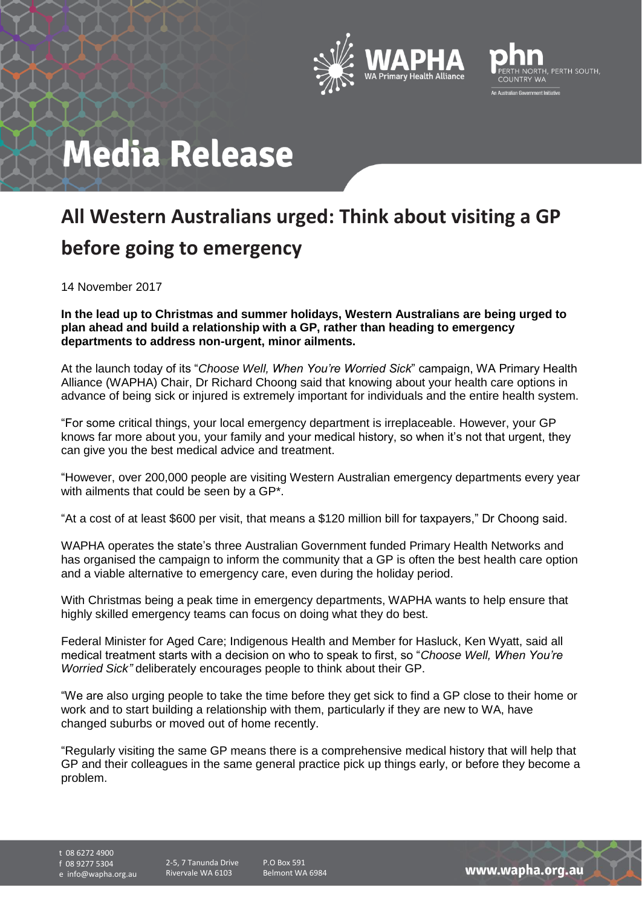# Media Release

## All Western Australians urged: Think about visiting a GP before going to emergency

14 November 2017

**In the lead up to Christmas and summer holidays, Western Australians are being urged to plan ahead and build a relationship with a GP, rather than heading to emergency departments to address non-urgent, minor ailments.**

At the launch today of its "*Choose Well, When You're Worried Sick*" campaign, WA Primary Health Alliance (WAPHA) Chair, Dr Richard Choong said that knowing about your health care options in advance of being sick or injured is extremely important for individuals and the entire health system.

"For some critical things, your local emergency department is irreplaceable. However, your GP knows far more about you, your family and your medical history, so when it's not that urgent, they can give you the best medical advice and treatment.

"However, over 200,000 people are visiting Western Australian emergency departments every year with ailments that could be seen by a GP*.

"At a cost of at least $600 per visit, that means a $120 million bill for taxpayers," Dr Choong said.

WAPHA operates the state's three Australian Government funded Primary Health Networks and has organised the campaign to inform the community that a GP is often the best health care option and a viable alternative to emergency care, even during the holiday period.

With Christmas being a peak time in emergency departments, WAPHA wants to help ensure that highly skilled emergency teams can focus on doing what they do best.

Federal Minister for Aged Care; Indigenous Health and Member for Hasluck, Ken Wyatt, said all medical treatment starts with a decision on who to speak to first, so "*Choose Well, When You're Worried Sick"* deliberately encourages people to think about their GP.

"We are also urging people to take the time before they get sick to find a GP close to their home or work and to start building a relationship with them, particularly if they are new to WA, have changed suburbs or moved out of home recently.

"Regularly visiting the same GP means there is a comprehensive medical history that will help that GP and their colleagues in the same general practice pick up things early, or before they become a problem.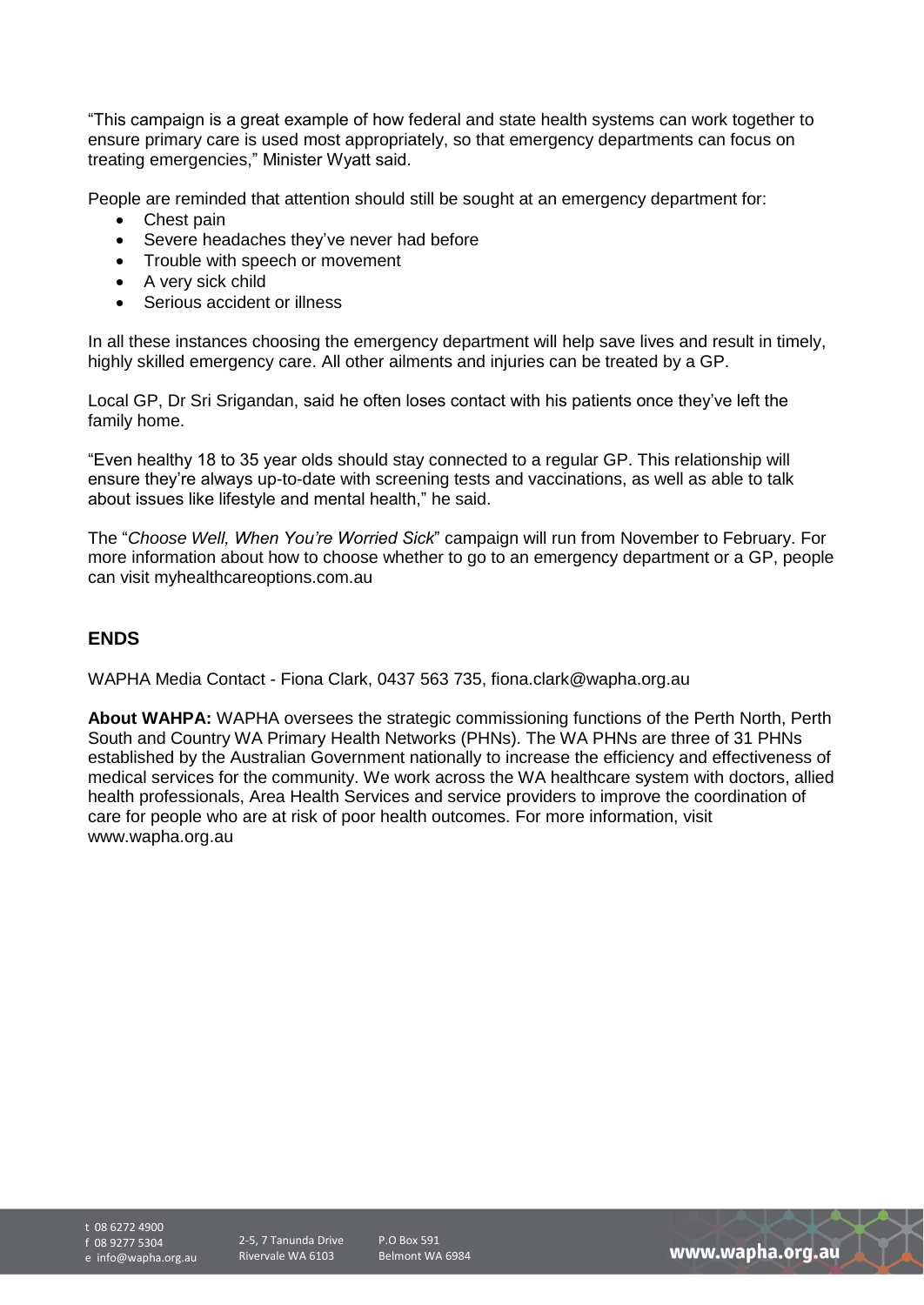"This campaign is a great example of how federal and state health systems can work together to ensure primary care is used most appropriately, so that emergency departments can focus on treating emergencies," Minister Wyatt said.

People are reminded that attention should still be sought at an emergency department for:

- Chest pain
- Severe headaches they've never had before
- Trouble with speech or movement
- A very sick child
- Serious accident or illness

In all these instances choosing the emergency department will help save lives and result in timely, highly skilled emergency care. All other ailments and injuries can be treated by a GP.

Local GP, Dr Sri Srigandan, said he often loses contact with his patients once they've left the family home.

"Even healthy 18 to 35 year olds should stay connected to a regular GP. This relationship will ensure they're always up-to-date with screening tests and vaccinations, as well as able to talk about issues like lifestyle and mental health," he said.

The "*Choose Well, When You're Worried Sick*" campaign will run from November to February. For more information about how to choose whether to go to an emergency department or a GP, people can visit myhealthcareoptions.com.au

## ENDS

WAPHA Media Contact - Fiona Clark, 0437 563 735, fiona.clark@wapha.org.au

**About WAHPA:** WAPHA oversees the strategic commissioning functions of the Perth North, Perth South and Country WA Primary Health Networks (PHNs). The WA PHNs are three of 31 PHNs established by the Australian Government nationally to increase the efficiency and effectiveness of medical services for the community. We work across the WA healthcare system with doctors, allied health professionals, Area Health Services and service providers to improve the coordination of care for people who are at risk of poor health outcomes. For more information, visit www.wapha.org.au